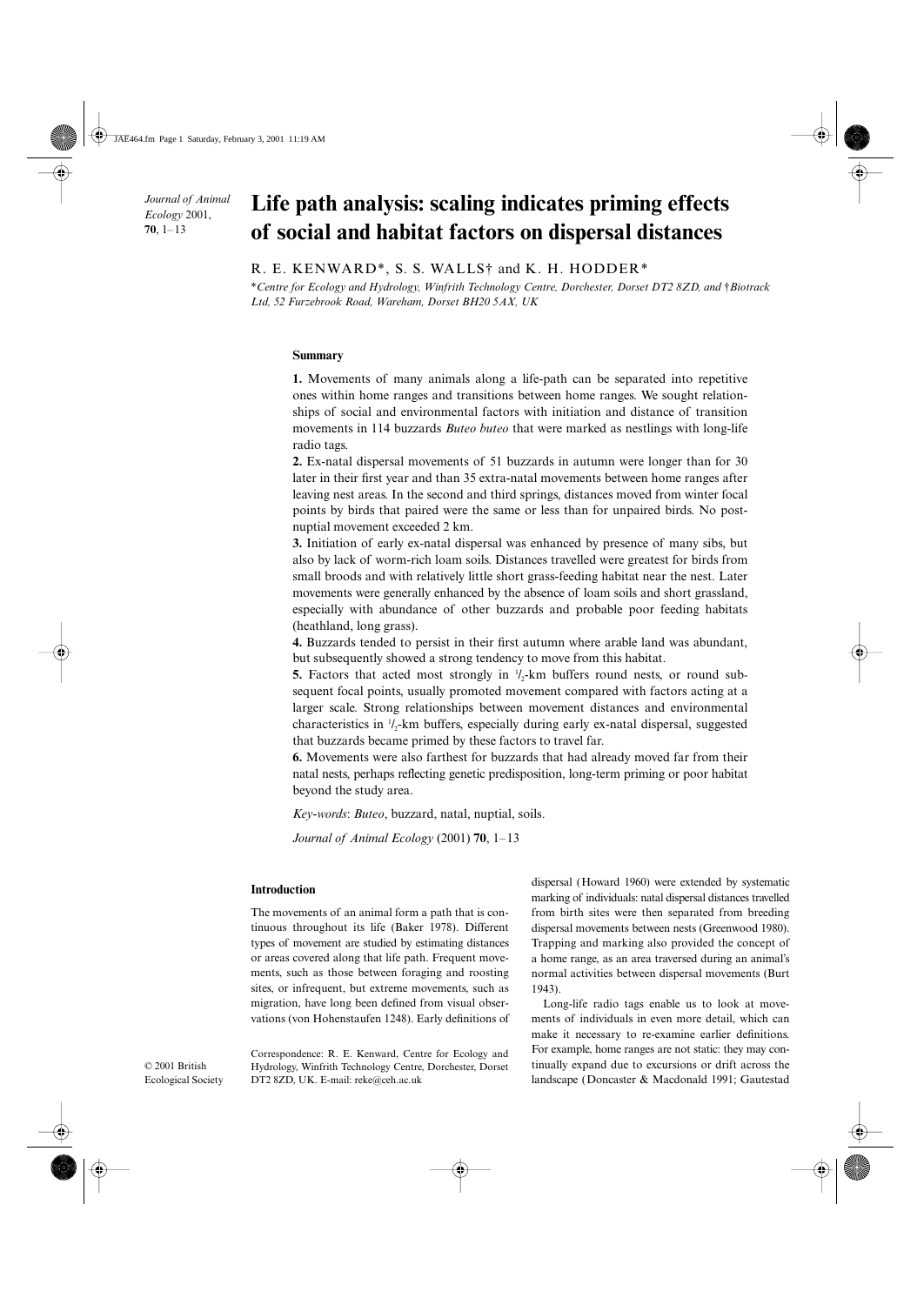# Life path analysis: scaling indicates priming effects of social and habitat factors on dispersal distances

R. E. KENWARD*, S. S. WALLS† and K. H. HODDER*

*Centre for Ecology and Hydrology, Winfrith Technology Centre, Dorchester, Dorset DT2 8ZD, and †Biotrack Ltd, 52 Furzebrook Road, Wareham, Dorset BH20 5AX, UK

## Summary

**1.** Movements of many animals along a life-path can be separated into repetitive ones within home ranges and transitions between home ranges. We sought relationships of social and environmental factors with initiation and distance of transition movements in 114 buzzards *Buteo buteo* that were marked as nestlings with long-life radio tags.

**2.** Ex-natal dispersal movements of 51 buzzards in autumn were longer than for 30 later in their first year and than 35 extra-natal movements between home ranges after leaving nest areas. In the second and third springs, distances moved from winter focal points by birds that paired were the same or less than for unpaired birds. No post-nuptial movement exceeded 2 km.

**3.** Initiation of early ex-natal dispersal was enhanced by presence of many sibs, but also by lack of worm-rich loam soils. Distances travelled were greatest for birds from small broods and with relatively little short grass-feeding habitat near the nest. Later movements were generally enhanced by the absence of loam soils and short grassland, especially with abundance of other buzzards and probable poor feeding habitats (heathland, long grass).

**4.** Buzzards tended to persist in their first autumn where arable land was abundant, but subsequently showed a strong tendency to move from this habitat.

**5.** Factors that acted most strongly in $^1/_2$-km buffers round nests, or round subsequent focal points, usually promoted movement compared with factors acting at a larger scale. Strong relationships between movement distances and environmental characteristics in $^1/_2$-km buffers, especially during early ex-natal dispersal, suggested that buzzards became primed by these factors to travel far.

**6.** Movements were also farthest for buzzards that had already moved far from their natal nests, perhaps reflecting genetic predisposition, long-term priming or poor habitat beyond the study area.

*Key-words*: *Buteo*, buzzard, natal, nuptial, soils.

*Journal of Animal Ecology* (2001) **70**, 1–13

## Introduction

The movements of an animal form a path that is continuous throughout its life (Baker 1978). Different types of movement are studied by estimating distances or areas covered along that life path. Frequent movements, such as those between foraging and roosting sites, or infrequent, but extreme movements, such as migration, have long been defined from visual observations (von Hohenstaufen 1248). Early definitions of dispersal (Howard 1960) were extended by systematic marking of individuals: natal dispersal distances travelled from birth sites were then separated from breeding dispersal movements between nests (Greenwood 1980). Trapping and marking also provided the concept of a home range, as an area traversed during an animal's normal activities between dispersal movements (Burt 1943).

Long-life radio tags enable us to look at movements of individuals in even more detail, which can make it necessary to re-examine earlier definitions. For example, home ranges are not static: they may continually expand due to excursions or drift across the landscape (Doncaster & Macdonald 1991; Gautestad

Correspondence: R. E. Kenward, Centre for Ecology and Hydrology, Winfrith Technology Centre, Dorchester, Dorset DT2 8ZD, UK. E-mail: reke@ceh.ac.uk

© 2001 British Ecological Society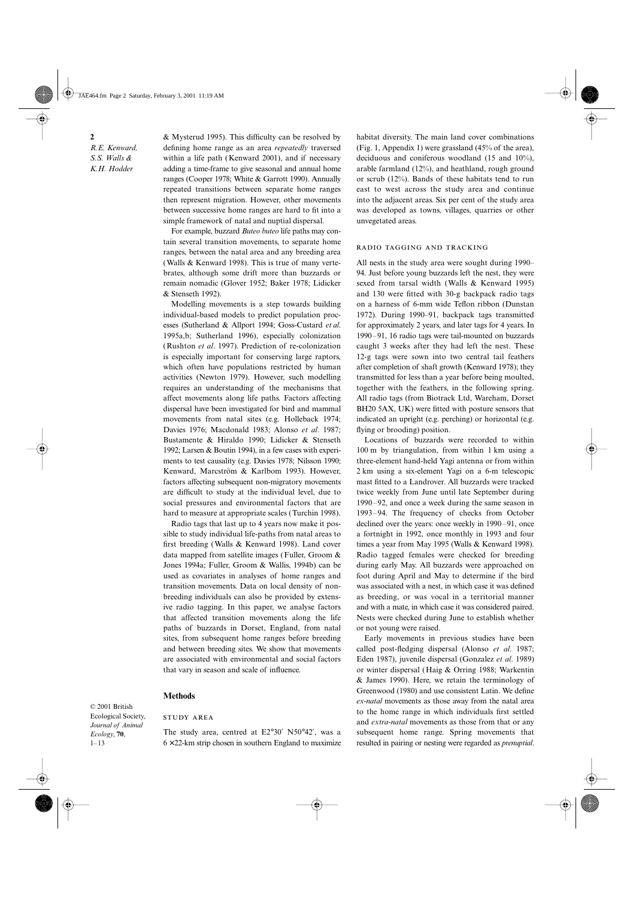& Mysterud 1995). This difficulty can be resolved by defining home range as an area *repeatedly* traversed within a life path (Kenward 2001), and if necessary adding a time-frame to give seasonal and annual home ranges (Cooper 1978; White & Garrott 1990). Annually repeated transitions between separate home ranges then represent migration. However, other movements between successive home ranges are hard to fit into a simple framework of natal and nuptial dispersal.

For example, buzzard *Buteo buteo* life paths may contain several transition movements, to separate home ranges, between the natal area and any breeding area (Walls & Kenward 1998). This is true of many vertebrates, although some drift more than buzzards or remain nomadic (Glover 1952; Baker 1978; Lidicker & Stenseth 1992).

Modelling movements is a step towards building individual-based models to predict population processes (Sutherland & Allport 1994; Goss-Custard *et al.* 1995a,b; Sutherland 1996), especially colonization (Rushton *et al*. 1997). Prediction of re-colonization is especially important for conserving large raptors, which often have populations restricted by human activities (Newton 1979). However, such modelling requires an understanding of the mechanisms that affect movements along life paths. Factors affecting dispersal have been investigated for bird and mammal movements from natal sites (e.g. Holleback 1974; Davies 1976; Macdonald 1983; Alonso *et al*. 1987; Bustamente & Hiraldo 1990; Lidicker & Stenseth 1992; Larsen & Boutin 1994), in a few cases with experiments to test causality (e.g. Davies 1978; Nilsson 1990; Kenward, Marcström & Karlbom 1993). However, factors affecting subsequent non-migratory movements are difficult to study at the individual level, due to social pressures and environmental factors that are hard to measure at appropriate scales (Turchin 1998).

Radio tags that last up to 4 years now make it possible to study individual life-paths from natal areas to first breeding (Walls & Kenward 1998). Land cover data mapped from satellite images (Fuller, Groom & Jones 1994a; Fuller, Groom & Wallis, 1994b) can be used as covariates in analyses of home ranges and transition movements. Data on local density of non-breeding individuals can also be provided by extensive radio tagging. In this paper, we analyse factors that affected transition movements along the life paths of buzzards in Dorset, England, from natal sites, from subsequent home ranges before breeding and between breeding sites. We show that movements are associated with environmental and social factors that vary in season and scale of influence.

## Methods

### Study area

The study area, centred at E2°30′ N50°42′, was a 6 × 22-km strip chosen in southern England to maximize habitat diversity. The main land cover combinations (Fig. 1, Appendix 1) were grassland (45% of the area), deciduous and coniferous woodland (15 and 10%), arable farmland (12%), and heathland, rough ground or scrub (12%). Bands of these habitats tend to run east to west across the study area and continue into the adjacent areas. Six per cent of the study area was developed as towns, villages, quarries or other unvegetated areas.

### Radio tagging and tracking

All nests in the study area were sought during 1990–94. Just before young buzzards left the nest, they were sexed from tarsal width (Walls & Kenward 1995) and 130 were fitted with 30-g backpack radio tags on a harness of 6-mm wide Teflon ribbon (Dunstan 1972). During 1990–91, backpack tags transmitted for approximately 2 years, and later tags for 4 years. In 1990–91, 16 radio tags were tail-mounted on buzzards caught 3 weeks after they had left the nest. These 12-g tags were sown into two central tail feathers after completion of shaft growth (Kenward 1978); they transmitted for less than a year before being moulted, together with the feathers, in the following spring. All radio tags (from Biotrack Ltd, Wareham, Dorset BH20 5AX, UK) were fitted with posture sensors that indicated an upright (e.g. perching) or horizontal (e.g. flying or brooding) position.

Locations of buzzards were recorded to within 100 m by triangulation, from within 1 km using a three-element hand-held Yagi antenna or from within 2 km using a six-element Yagi on a 6-m telescopic mast fitted to a Landrover. All buzzards were tracked twice weekly from June until late September during 1990–92, and once a week during the same season in 1993–94. The frequency of checks from October declined over the years: once weekly in 1990–91, once a fortnight in 1992, once monthly in 1993 and four times a year from May 1995 (Walls & Kenward 1998). Radio tagged females were checked for breeding during early May. All buzzards were approached on foot during April and May to determine if the bird was associated with a nest, in which case it was defined as breeding, or was vocal in a territorial manner and with a mate, in which case it was considered paired. Nests were checked during June to establish whether or not young were raised.

Early movements in previous studies have been called post-fledging dispersal (Alonso *et al*. 1987; Eden 1987), juvenile dispersal (Gonzalez *et al*. 1989) or winter dispersal (Haig & Orring 1988; Warkentin & James 1990). Here, we retain the terminology of Greenwood (1980) and use consistent Latin. We define *ex-natal* movements as those away from the natal area to the home range in which individuals first settled and *extra-natal* movements as those from that or any subsequent home range. Spring movements that resulted in pairing or nesting were regarded as *prenuptial.*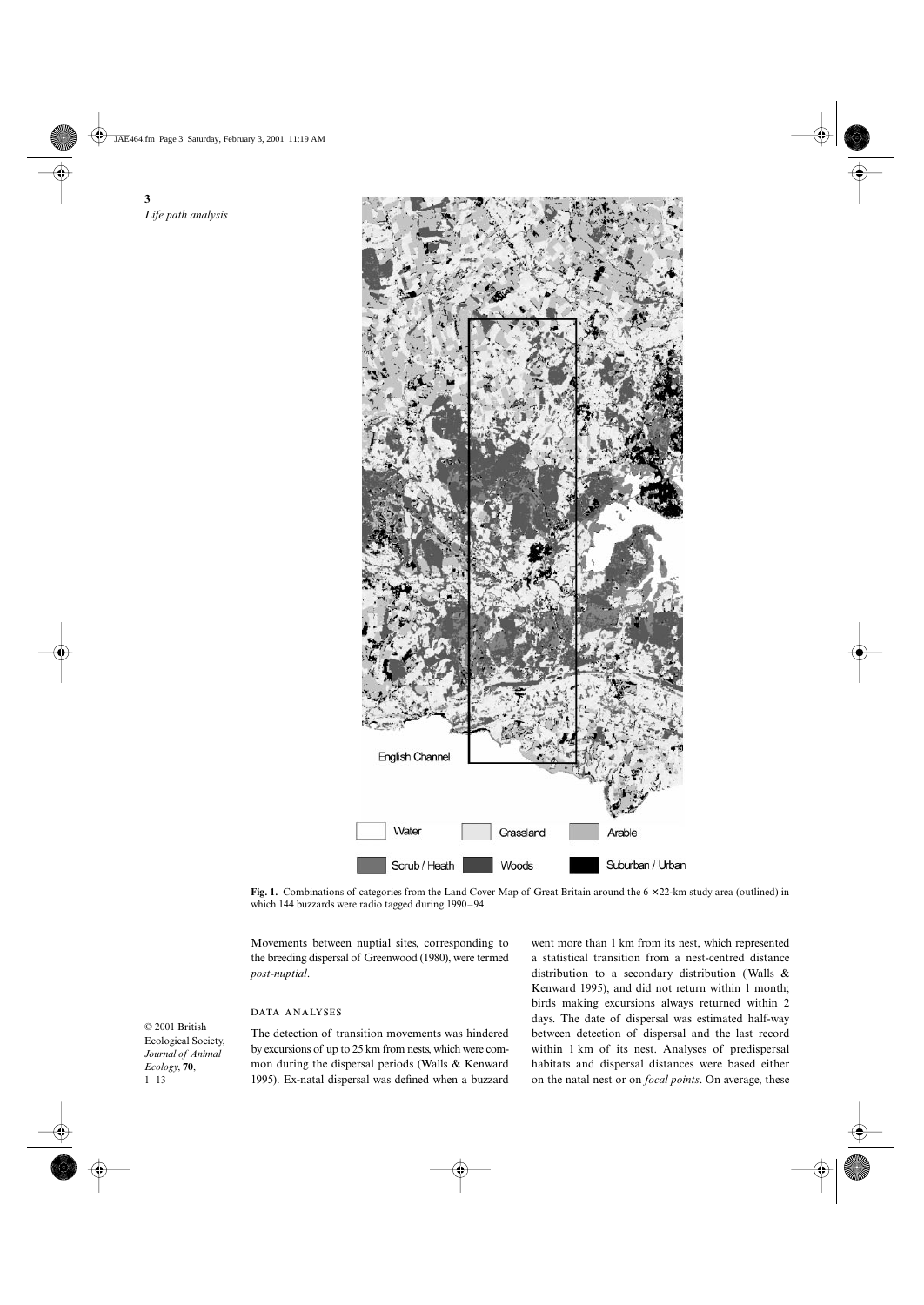**Fig. 1.** Combinations of categories from the Land Cover Map of Great Britain around the 6 × 22-km study area (outlined) in which 144 buzzards were radio tagged during 1990–94.

Movements between nuptial sites, corresponding to the breeding dispersal of Greenwood (1980), were termed *post-nuptial*.

### DATA ANALYSES

The detection of transition movements was hindered by excursions of up to 25 km from nests, which were common during the dispersal periods (Walls & Kenward 1995). Ex-natal dispersal was defined when a buzzard went more than 1 km from its nest, which represented a statistical transition from a nest-centred distance distribution to a secondary distribution (Walls & Kenward 1995), and did not return within 1 month; birds making excursions always returned within 2 days. The date of dispersal was estimated half-way between detection of dispersal and the last record within 1 km of its nest. Analyses of predispersal habitats and dispersal distances were based either on the natal nest or on *focal points*. On average, these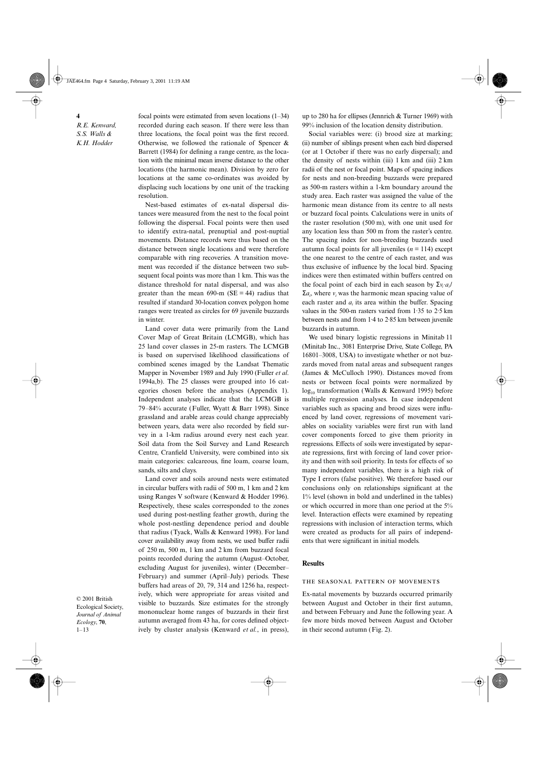focal points were estimated from seven locations (1–34) recorded during each season. If there were less than three locations, the focal point was the first record. Otherwise, we followed the rationale of Spencer & Barrett (1984) for defining a range centre, as the location with the minimal mean inverse distance to the other locations (the harmonic mean). Division by zero for locations at the same co-ordinates was avoided by displacing such locations by one unit of the tracking resolution.

Nest-based estimates of ex-natal dispersal distances were measured from the nest to the focal point following the dispersal. Focal points were then used to identify extra-natal, prenuptial and post-nuptial movements. Distance records were thus based on the distance between single locations and were therefore comparable with ring recoveries. A transition movement was recorded if the distance between two subsequent focal points was more than 1 km. This was the distance threshold for natal dispersal, and was also greater than the mean 690-m (SE = 44) radius that resulted if standard 30-location convex polygon home ranges were treated as circles for 69 juvenile buzzards in winter.

Land cover data were primarily from the Land Cover Map of Great Britain (LCMGB), which has 25 land cover classes in 25-m rasters. The LCMGB is based on supervised likelihood classifications of combined scenes imaged by the Landsat Thematic Mapper in November 1989 and July 1990 (Fuller *et al.* 1994a,b). The 25 classes were grouped into 16 categories chosen before the analyses (Appendix 1). Independent analyses indicate that the LCMGB is 79–84% accurate (Fuller, Wyatt & Barr 1998). Since grassland and arable areas could change appreciably between years, data were also recorded by field survey in a 1-km radius around every nest each year. Soil data from the Soil Survey and Land Research Centre, Cranfield University, were combined into six main categories: calcareous, fine loam, coarse loam, sands, silts and clays.

Land cover and soils around nests were estimated in circular buffers with radii of 500 m, 1 km and 2 km using Ranges V software (Kenward & Hodder 1996). Respectively, these scales corresponded to the zones used during post-nestling feather growth, during the whole post-nestling dependence period and double that radius (Tyack, Walls & Kenward 1998). For land cover availability away from nests, we used buffer radii of 250 m, 500 m, 1 km and 2 km from buzzard focal points recorded during the autumn (August–October, excluding August for juveniles), winter (December–February) and summer (April–July) periods. These buffers had areas of 20, 79, 314 and 1256 ha, respectively, which were appropriate for areas visited and visible to buzzards. Size estimates for the strongly mononuclear home ranges of buzzards in their first autumn averaged from 43 ha, for cores defined objectively by cluster analysis (Kenward *et al.*, in press), up to 280 ha for ellipses (Jennrich & Turner 1969) with 99% inclusion of the location density distribution.

Social variables were: (i) brood size at marking; (ii) number of siblings present when each bird dispersed (or at 1 October if there was no early dispersal); and the density of nests within (iii) 1 km and (iii) 2 km radii of the nest or focal point. Maps of spacing indices for nests and non-breeding buzzards were prepared as 500-m rasters within a 1-km boundary around the study area. Each raster was assigned the value of the harmonic mean distance from its centre to all nests or buzzard focal points. Calculations were in units of the raster resolution (500 m), with one unit used for any location less than 500 m from the raster's centre. The spacing index for non-breeding buzzards used autumn focal points for all juveniles ($n = 114$) except the one nearest to the centre of each raster, and was thus exclusive of influence by the local bird. Spacing indices were then estimated within buffers centred on the focal point of each bird in each season by $\Sigma v_i{\cdot}a_i/\Sigma a_i$, where $v_i$ was the harmonic mean spacing value of each raster and $a_i$ its area within the buffer. Spacing values in the 500-m rasters varied from 1·35 to 2·5 km between nests and from 1·4 to 2·85 km between juvenile buzzards in autumn.

We used binary logistic regressions in Minitab 11 (Minitab Inc., 3081 Enterprise Drive, State College, PA 16801–3008, USA) to investigate whether or not buzzards moved from natal areas and subsequent ranges (James & McCulloch 1990). Distances moved from nests or between focal points were normalized by $\log_{10}$ transformation (Walls & Kenward 1995) before multiple regression analyses. In case independent variables such as spacing and brood sizes were influenced by land cover, regressions of movement variables on sociality variables were first run with land cover components forced to give them priority in regressions. Effects of soils were investigated by separate regressions, first with forcing of land cover priority and then with soil priority. In tests for effects of so many independent variables, there is a high risk of Type I errors (false positive). We therefore based our conclusions only on relationships significant at the 1% level (shown in bold and underlined in the tables) or which occurred in more than one period at the 5% level. Interaction effects were examined by repeating regressions with inclusion of interaction terms, which were created as products for all pairs of independents that were significant in initial models.

## Results

### THE SEASONAL PATTERN OF MOVEMENTS

Ex-natal movements by buzzards occurred primarily between August and October in their first autumn, and between February and June the following year. A few more birds moved between August and October in their second autumn (Fig. 2).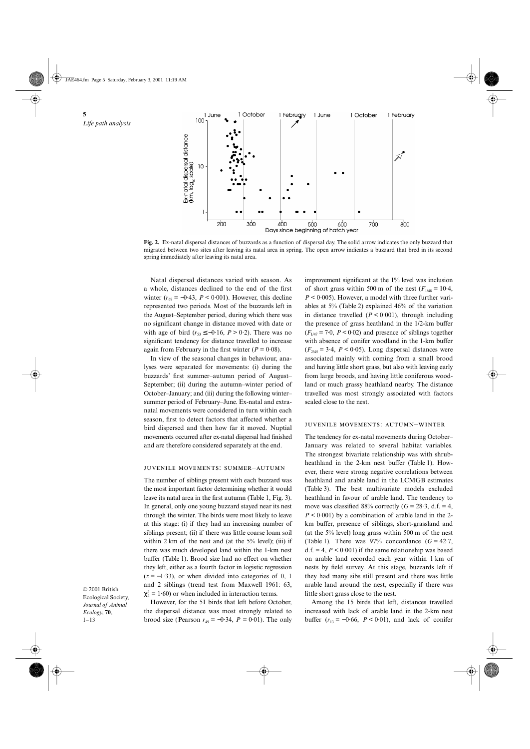**Fig. 2.** Ex-natal dispersal distances of buzzards as a function of dispersal day. The solid arrow indicates the only buzzard that migrated between two sites after leaving its natal area in spring. The open arrow indicates a buzzard that bred in its second spring immediately after leaving its natal area.

Natal dispersal distances varied with season. As a whole, distances declined to the end of the first winter ($r_{69} = -0.43$, $P < 0.001$). However, this decline represented two periods. Most of the buzzards left in the August–September period, during which there was no significant change in distance moved with date or with age of bird ($r_{53} \leq -0.16$, $P > 0.2$). There was no significant tendency for distance travelled to increase again from February in the first winter ($P = 0.08$).

In view of the seasonal changes in behaviour, analyses were separated for movements: (i) during the buzzards' first summer–autumn period of August–September; (ii) during the autumn–winter period of October–January; and (iii) during the following winter–summer period of February–June. Ex-natal and extra-natal movements were considered in turn within each season, first to detect factors that affected whether a bird dispersed and then how far it moved. Nuptial movements occurred after ex-natal dispersal had finished and are therefore considered separately at the end.

### Juvenile movements: summer–autumn

The number of siblings present with each buzzard was the most important factor determining whether it would leave its natal area in the first autumn (Table 1, Fig. 3). In general, only one young buzzard stayed near its nest through the winter. The birds were most likely to leave at this stage: (i) if they had an increasing number of siblings present; (ii) if there was little coarse loam soil within 2 km of the nest and (at the 5% level); (iii) if there was much developed land within the 1-km nest buffer (Table 1). Brood size had no effect on whether they left, either as a fourth factor in logistic regression ($z = -1.33$), or when divided into categories of 0, 1 and 2 siblings (trend test from Maxwell 1961: 63, $\chi^2_1 = 1.60$) or when included in interaction terms.

However, for the 51 birds that left before October, the dispersal distance was most strongly related to brood size (Pearson $r_{49} = -0.34$, $P = 0.01$). The only improvement significant at the 1% level was inclusion of short grass within 500 m of the nest ($F_{1/48} = 10.4$, $P < 0.005$). However, a model with three further variables at 5% (Table 2) explained 46% of the variation in distance travelled ($P < 0.001$), through including the presence of grass heathland in the 1/2-km buffer ($F_{1/47} = 7.0$, $P < 0.02$) and presence of siblings together with absence of conifer woodland in the 1-km buffer ($F_{2/45} = 3.4$, $P < 0.05$). Long dispersal distances were associated mainly with coming from a small brood and having little short grass, but also with leaving early from large broods, and having little coniferous woodland or much grassy heathland nearby. The distance travelled was most strongly associated with factors scaled close to the nest.

### Juvenile movements: autumn–winter

The tendency for ex-natal movements during October–January was related to several habitat variables. The strongest bivariate relationship was with shrub-heathland in the 2-km nest buffer (Table 1). However, there were strong negative correlations between heathland and arable land in the LCMGB estimates (Table 3). The best multivariate models excluded heathland in favour of arable land. The tendency to move was classified 88% correctly ($G = 28.3$, d.f. = 4, $P < 0.001$) by a combination of arable land in the 2-km buffer, presence of siblings, short-grassland and (at the 5% level) long grass within 500 m of the nest (Table 1). There was 97% concordance ($G = 42.7$, d.f. = 4, $P < 0.001$) if the same relationship was based on arable land recorded each year within 1 km of nests by field survey. At this stage, buzzards left if they had many sibs still present and there was little arable land around the nest, especially if there was little short grass close to the nest.

Among the 15 birds that left, distances travelled increased with lack of arable land in the 2-km nest buffer ($r_{13} = -0.66$, $P < 0.01$), and lack of conifer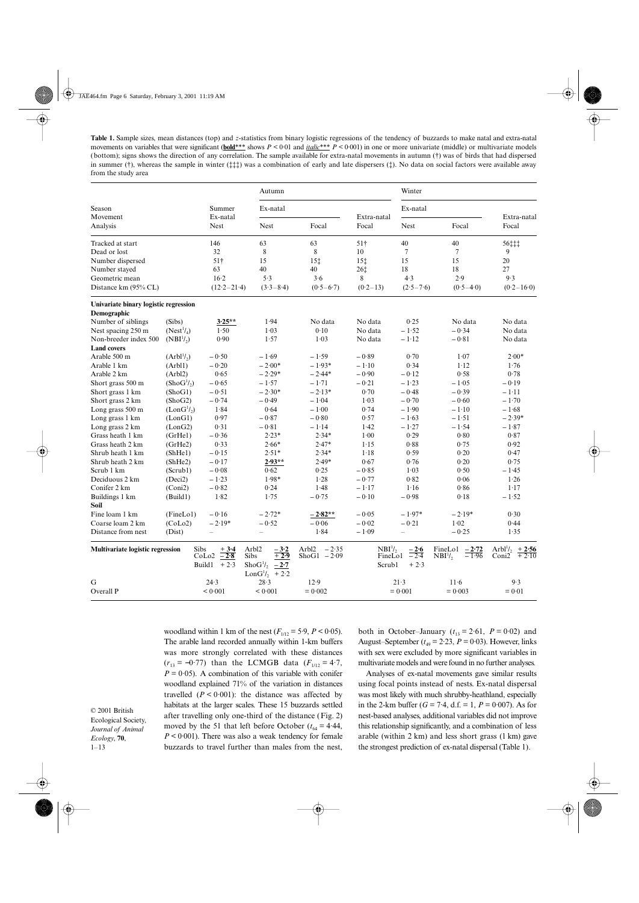**Table 1.** Sample sizes, mean distances (top) and z-statistics from binary logistic regressions of the tendency of buzzards to make natal and extra-natal movements on variables that were significant (**bold**\*\*\* shows $P < 0{\cdot}01$ and *italic*\*\*\* $P < 0{\cdot}001$) in one or more univariate (middle) or multivariate models (bottom); signs shows the direction of any correlation. The sample available for extra-natal movements in autumn (†) was of birds that had dispersed in summer (†), whereas the sample in winter (‡‡‡) was a combination of early and late dispersers (‡). No data on social factors were available away from the study area

| Season | | Summer | Autumn | | | Winter | | |
|---|---|---|---|---|---|---|---|---|
| Movement | | Ex-natal | Ex-natal | | Extra-natal | Ex-natal | | Extra-natal |
| Analysis | | Nest | Nest | Focal | Focal | Nest | Focal | Focal |
| Tracked at start | | 146 | 63 | 63 | 51† | 40 | 40 | 56‡‡‡ |
| Dead or lost | | 32 | 8 | 8 | 10 | 7 | 7 | 9 |
| Number dispersed | | 51† | 15 | 15‡ | 15‡ | 15 | 15 | 20 |
| Number stayed | | 63 | 40 | 40 | 26‡ | 18 | 18 | 27 |
| Geometric mean | | 16·2 | 5·3 | 3·6 | 8 | 4·3 | 2·9 | 9·3 |
| Distance km (95% CL) | | (12·2–21·4) | (3·3–8·4) | (0·5–6·7) | (0·2–13) | (2·5–7·6) | (0·5–4·0) | (0·2–16·0) |
| **Univariate binary logistic regression** | | | | | | | | |
| **Demographic** | | | | | | | | |
| Number of siblings | (Sibs) | **3·25\*\*** | 1·94 | No data | No data | 0·25 | No data | No data |
| Nest spacing 250 m | ($Nest^1/_4$) | 1·50 | 1·03 | 0·10 | No data | – 1·52 | – 0·34 | No data |
| Non-breeder index 500 | ($NBI^1/_2$) | 0·90 | 1·57 | 1·03 | No data | – 1·12 | – 0·81 | No data |
| **Land covers** | | | | | | | | |
| Arable 500 m | ($Arbl^1/_2$) | – 0·50 | – 1·69 | – 1·59 | – 0·89 | 0·70 | 1·07 | 2·00\* |
| Arable 1 km | (Arbl1) | – 0·20 | – 2·00\* | – 1·93\* | – 1·10 | 0·34 | 1·12 | 1·76 |
| Arable 2 km | (Arbl2) | 0·65 | – 2·29\* | – 2·44\* | – 0·90 | – 0·12 | 0·58 | 0·78 |
| Short grass 500 m | ($ShoG^1/_2$) | – 0·65 | – 1·57 | – 1·71 | – 0·21 | – 1·23 | – 1·05 | – 0·19 |
| Short grass 1 km | (ShoG1) | – 0·51 | – 2·30\* | – 2·13\* | 0·70 | – 0·48 | – 0·39 | – 1·11 |
| Short grass 2 km | (ShoG2) | – 0·74 | – 0·49 | – 1·04 | 1·03 | – 0·70 | – 0·60 | – 1·70 |
| Long grass 500 m | ($LonG^1/_2$) | 1·84 | 0·64 | – 1·00 | 0·74 | – 1·90 | – 1·10 | – 1·68 |
| Long grass 1 km | (LonG1) | 0·97 | – 0·87 | – 0·80 | 0·57 | – 1·63 | – 1·51 | – 2·39\* |
| Long grass 2 km | (LonG2) | 0·31 | – 0·81 | – 1·14 | 1·42 | – 1·27 | – 1·54 | – 1·87 |
| Grass heath 1 km | (GrHe1) | – 0·36 | 2·23\* | 2·34\* | 1·00 | 0·29 | 0·80 | 0·87 |
| Grass heath 2 km | (GrHe2) | 0·33 | 2·66\* | 2·47\* | 1·15 | 0·88 | 0·75 | 0·92 |
| Shrub heath 1 km | (ShHe1) | – 0·15 | 2·51\* | 2·34\* | 1·18 | 0·59 | 0·20 | 0·47 |
| Shrub heath 2 km | (ShHe2) | – 0·17 | **2·93\*\*** | 2·49\* | 0·67 | 0·76 | 0·20 | 0·75 |
| Scrub 1 km | (Scrub1) | – 0·08 | 0·62 | 0·25 | – 0·85 | 1·03 | 0·50 | – 1·45 |
| Deciduous 2 km | (Deci2) | – 1·23 | 1·98\* | 1·28 | – 0·77 | 0·82 | 0·06 | 1·26 |
| Conifer 2 km | (Coni2) | – 0·82 | 0·24 | 1·48 | – 1·17 | 1·16 | 0·86 | 1·17 |
| Buildings 1 km | (Build1) | 1·82 | 1·75 | – 0·75 | – 0·10 | – 0·98 | 0·18 | – 1·52 |
| **Soil** | | | | | | | | |
| Fine loam 1 km | (FineLo1) | – 0·16 | – 2·72\* | **– 2·82\*\*** | – 0·05 | – 1·97\* | – 2·19\* | 0·30 |
| Coarse loam 2 km | (CoLo2) | – 2·19\* | – 0·52 | – 0·06 | – 0·02 | – 0·21 | 1·02 | 0·44 |
| Distance from nest | (Dist) | – | – | 1·84 | – 1·09 | – | – 0·25 | 1·35 |
| **Multivariate logistic regression** | | Sibs + **3·4**; CoLo2 **– 2·8**; Build1 + 2·3 | Arbl2 **– 3·2**; Sibs **+ 2·9**; $ShoG^1/_2$ **– 2·7**; $LonG^1/_2$ + 2·2 | Arbl2 – 2·35; ShoG1 – 2·09 | | $NBI^1/_2$ **– 2·6**; FineLo1 – 2·4; Scrub1 + 2·3 | FineLo1 **– 2·72**; $NBI^1/_2$ – 1·96 | $Arbl^1/_2$ **+ 2·56**; Coni2 + 2·10 |
| G | | 24·3 | 28·3 | 12·9 | | 21·3 | 11·6 | 9·3 |
| Overall P | | < 0·001 | < 0·001 | = 0·002 | | = 0·001 | = 0·003 | = 0·01 |

woodland within 1 km of the nest ($F_{1/12} = 5{\cdot}9$, $P < 0{\cdot}05$). The arable land recorded annually within 1-km buffers was more strongly correlated with these distances ($r_{13} = -0{\cdot}77$) than the LCMGB data ($F_{1/12} = 4{\cdot}7$, $P = 0{\cdot}05$). A combination of this variable with conifer woodland explained 71% of the variation in distances travelled ($P < 0{\cdot}001$): the distance was affected by habitats at the larger scales. These 15 buzzards settled after travelling only one-third of the distance (Fig. 2) moved by the 51 that left before October ($t_{64} = 4{\cdot}44$, $P < 0{\cdot}001$). There was also a weak tendency for female buzzards to travel further than males from the nest, both in October–January ($t_{13} = 2{\cdot}61$, $P = 0{\cdot}02$) and August–September ($t_{49} = 2{\cdot}23$, $P = 0{\cdot}03$). However, links with sex were excluded by more significant variables in multivariate models and were found in no further analyses.

Analyses of ex-natal movements gave similar results using focal points instead of nests. Ex-natal dispersal was most likely with much shrubby-heathland, especially in the 2-km buffer ($G = 7{\cdot}4$, d.f. = 1, $P = 0{\cdot}007$). As for nest-based analyses, additional variables did not improve this relationship significantly, and a combination of less arable (within 2 km) and less short grass (1 km) gave the strongest prediction of ex-natal dispersal (Table 1).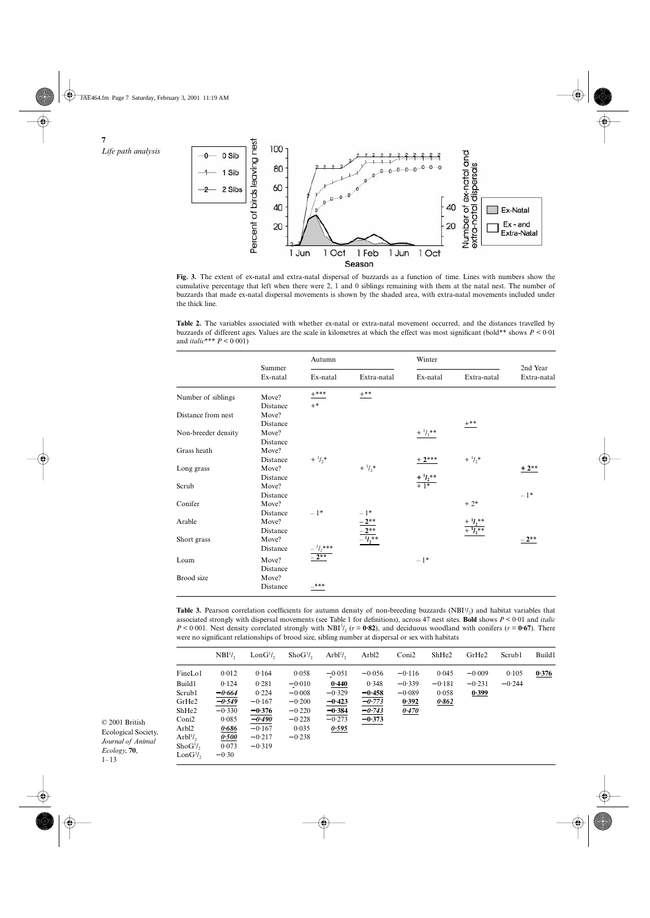**Fig. 3.** The extent of ex-natal and extra-natal dispersal of buzzards as a function of time. Lines with numbers show the cumulative percentage that left when there were 2, 1 and 0 siblings remaining with them at the natal nest. The number of buzzards that made ex-natal dispersal movements is shown by the shaded area, with extra-natal movements included under the thick line.

**Table 2.** The variables associated with whether ex-natal or extra-natal movement occurred, and the distances travelled by buzzards of different ages. Values are the scale in kilometres at which the effect was most significant (bold** shows $P < 0.01$ and *italic**** $P < 0.001$)

| | | Summer | Autumn | | Winter | | 2nd Year |
|---|---|---|---|---|---|---|---|
| | | Ex-natal | Ex-natal | Extra-natal | Ex-natal | Extra-natal | Extra-natal |
| Number of siblings | Move? | | +*** | +** | | | |
| | Distance | | +* | | | | |
| Distance from nest | Move? | | | | | | |
| | Distance | | | | | +** | |
| Non-breeder density | Move? | | | | + $^1/_2$** | | |
| | Distance | | | | | | |
| Grass heath | Move? | | | | | | |
| | Distance | | + $^1/_2$* | | **+ 2***** | + $^1/_2$* | |
| Long grass | Move? | | | + $^1/_2$* | | | **+ 2**** |
| | Distance | | | | **+ $^1/_2$**** | | |
| Scrub | Move? | | | | + 1* | | |
| | Distance | | | | | | – 1* |
| Conifer | Move? | | | | | + 2* | |
| | Distance | | – 1* | – 1* | | | |
| Arable | Move? | | | **– 2**** | | **+ $^1/_2$**** | |
| | Distance | | | **– 2**** | | **+ $^1/_2$**** | |
| Short grass | Move? | | | **– $^1/_2$**** | | | **– 2**** |
| | Distance | | – $^1/_2$*** | | | | |
| Loam | Move? | | **– 2**** | | – 1* | | |
| | Distance | | | | | | |
| Brood size | Move? | | | | | | |
| | Distance | | –*** | | | | |

**Table 3.** Pearson correlation coefficients for autumn density of non-breeding buzzards (NBI$^1/_2$) and habitat variables that associated strongly with dispersal movements (see Table 1 for definitions), across 47 nest sites. **Bold** shows $P < 0.01$ and *italic* $P < 0.001$. Nest density correlated strongly with NBI$^1/_2$ ($r$ = **0.82**), and deciduous woodland with conifers ($r$ = **0.67**). There were no significant relationships of brood size, sibling number at dispersal or sex with habitats

| | NBI$^1/_2$ | LonG$^1/_2$ | ShoG$^1/_2$ | Arbl$^1/_2$ | Arbl2 | Coni2 | ShHe2 | GrHe2 | Scrub1 | Build1 |
|---|---|---|---|---|---|---|---|---|---|---|
| FineLo1 | 0.012 | 0.164 | 0.058 | −0.051 | −0.056 | −0.116 | 0.045 | −0.009 | 0.105 | **0.376** |
| Build1 | 0.124 | 0.281 | −0.010 | **0.440** | 0.348 | −0.339 | −0.181 | −0.231 | −0.244 | |
| Scrub1 | ***−0.664*** | 0.224 | −0.008 | −0.329 | **−0.458** | −0.089 | 0.058 | **0.399** | | |
| GrHe2 | ***−0.549*** | −0.167 | −0.200 | **−0.423** | ***−0.773*** | **0.392** | ***0.862*** | | | |
| ShHe2 | −0.330 | **−0.376** | −0.220 | **−0.384** | ***−0.743*** | ***0.470*** | | | | |
| Coni2 | 0.085 | ***−0.490*** | −0.228 | −0.273 | **−0.373** | | | | | |
| Arbl2 | ***0.686*** | −0.167 | 0.035 | ***0.595*** | | | | | | |
| Arbl$^1/_2$ | ***0.500*** | −0.217 | −0.238 | | | | | | | |
| ShoG$^1/_2$ | 0.073 | −0.319 | | | | | | | | |
| LonG$^1/_2$ | −0.30 | | | | | | | | | |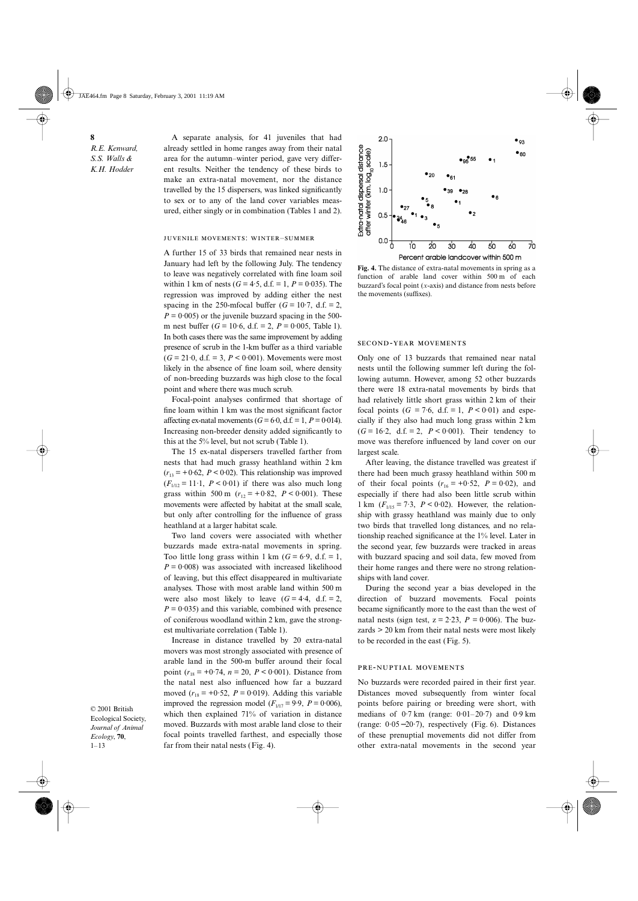A separate analysis, for 41 juveniles that had already settled in home ranges away from their natal area for the autumn–winter period, gave very different results. Neither the tendency of these birds to make an extra-natal movement, nor the distance travelled by the 15 dispersers, was linked significantly to sex or to any of the land cover variables measured, either singly or in combination (Tables 1 and 2).

### JUVENILE MOVEMENTS: WINTER–SUMMER

A further 15 of 33 birds that remained near nests in January had left by the following July. The tendency to leave was negatively correlated with fine loam soil within 1 km of nests ($G = 4{\cdot}5$, d.f. = 1, $P = 0{\cdot}035$). The regression was improved by adding either the nest spacing in the 250-mfocal buffer ($G = 10{\cdot}7$, d.f. = 2, $P = 0{\cdot}005$) or the juvenile buzzard spacing in the 500-m nest buffer ($G = 10{\cdot}6$, d.f. = 2, $P = 0{\cdot}005$, Table 1). In both cases there was the same improvement by adding presence of scrub in the 1-km buffer as a third variable ($G = 21{\cdot}0$, d.f. = 3, $P < 0{\cdot}001$). Movements were most likely in the absence of fine loam soil, where density of non-breeding buzzards was high close to the focal point and where there was much scrub.

Focal-point analyses confirmed that shortage of fine loam within 1 km was the most significant factor affecting ex-natal movements ($G = 6{\cdot}0$, d.f. = 1, $P = 0{\cdot}014$). Increasing non-breeder density added significantly to this at the 5% level, but not scrub (Table 1).

The 15 ex-natal dispersers travelled farther from nests that had much grassy heathland within 2 km ($r_{13} = +0{\cdot}62$, $P < 0{\cdot}02$). This relationship was improved ($F_{1/12} = 11{\cdot}1$, $P < 0{\cdot}01$) if there was also much long grass within 500 m ($r_{12} = +0{\cdot}82$, $P < 0{\cdot}001$). These movements were affected by habitat at the small scale, but only after controlling for the influence of grass heathland at a larger habitat scale.

Two land covers were associated with whether buzzards made extra-natal movements in spring. Too little long grass within 1 km ($G = 6{\cdot}9$, d.f. = 1, $P = 0{\cdot}008$) was associated with increased likelihood of leaving, but this effect disappeared in multivariate analyses. Those with most arable land within 500 m were also most likely to leave ($G = 4{\cdot}4$, d.f. = 2, $P = 0{\cdot}035$) and this variable, combined with presence of coniferous woodland within 2 km, gave the strongest multivariate correlation (Table 1).

Increase in distance travelled by 20 extra-natal movers was most strongly associated with presence of arable land in the 500-m buffer around their focal point ($r_{18} = +0{\cdot}74$, $n = 20$, $P < 0{\cdot}001$). Distance from the natal nest also influenced how far a buzzard moved ($r_{18} = +0{\cdot}52$, $P = 0{\cdot}019$). Adding this variable improved the regression model ($F_{1/17} = 9{\cdot}9$, $P = 0{\cdot}006$), which then explained 71% of variation in distance moved. Buzzards with most arable land close to their focal points travelled farthest, and especially those far from their natal nests (Fig. 4).

**Fig. 4.** The distance of extra-natal movements in spring as a function of arable land cover within 500 m of each buzzard's focal point (*x*-axis) and distance from nests before the movements (suffixes).

### SECOND-YEAR MOVEMENTS

Only one of 13 buzzards that remained near natal nests until the following summer left during the following autumn. However, among 52 other buzzards there were 18 extra-natal movements by birds that had relatively little short grass within 2 km of their focal points ($G = 7{\cdot}6$, d.f. = 1, $P < 0{\cdot}01$) and especially if they also had much long grass within 2 km ($G = 16{\cdot}2$, d.f. = 2, $P < 0{\cdot}001$). Their tendency to move was therefore influenced by land cover on our largest scale.

After leaving, the distance travelled was greatest if there had been much grassy heathland within 500 m of their focal points ($r_{16} = +0{\cdot}52$, $P = 0{\cdot}02$), and especially if there had also been little scrub within 1 km ($F_{1/15} = 7{\cdot}3$, $P < 0{\cdot}02$). However, the relationship with grassy heathland was mainly due to only two birds that travelled long distances, and no relationship reached significance at the 1% level. Later in the second year, few buzzards were tracked in areas with buzzard spacing and soil data, few moved from their home ranges and there were no strong relationships with land cover.

During the second year a bias developed in the direction of buzzard movements. Focal points became significantly more to the east than the west of natal nests (sign test, $z = 2{\cdot}23$, $P = 0{\cdot}006$). The buzzards > 20 km from their natal nests were most likely to be recorded in the east (Fig. 5).

### PRE-NUPTIAL MOVEMENTS

No buzzards were recorded paired in their first year. Distances moved subsequently from winter focal points before pairing or breeding were short, with medians of 0·7 km (range: 0·01–20·7) and 0·9 km (range: 0·05–20·7), respectively (Fig. 6). Distances of these prenuptial movements did not differ from other extra-natal movements in the second year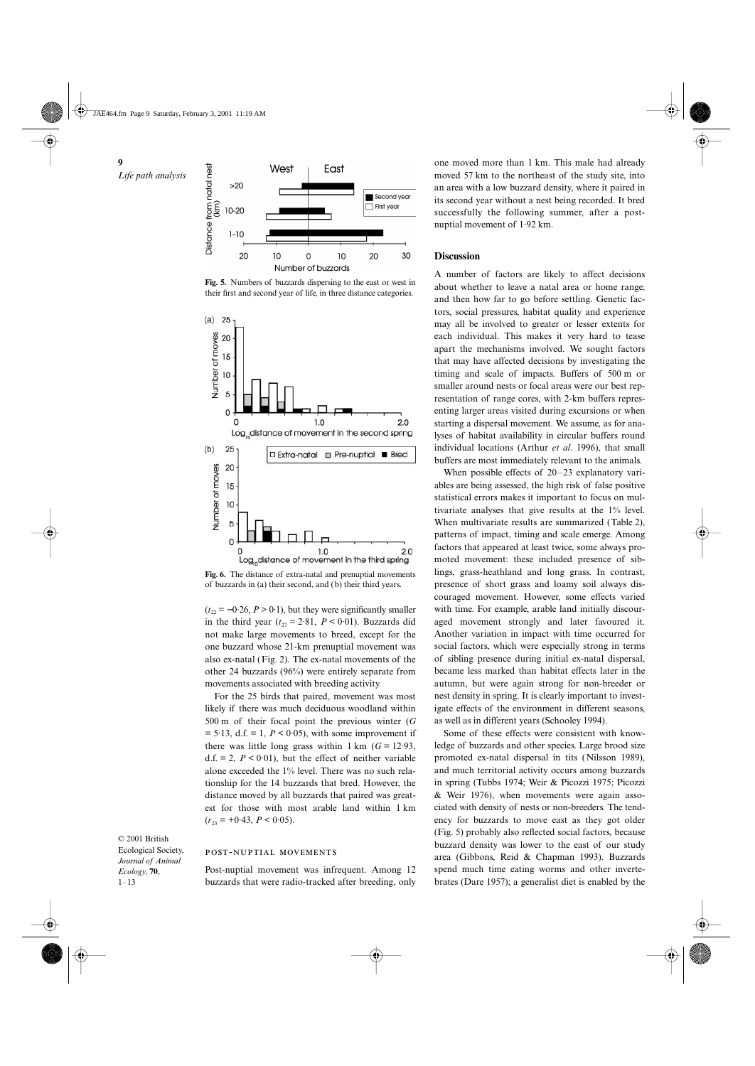Fig. 5. Numbers of buzzards dispersing to the east or west in their first and second year of life, in three distance categories.

Fig. 6. The distance of extra-natal and prenuptial movements of buzzards in (a) their second, and (b) their third years.

($t_{22} = -0{\cdot}26$, $P > 0{\cdot}1$), but they were significantly smaller in the third year ($t_{27} = 2{\cdot}81$, $P < 0{\cdot}01$). Buzzards did not make large movements to breed, except for the one buzzard whose 21-km prenuptial movement was also ex-natal (Fig. 2). The ex-natal movements of the other 24 buzzards (96%) were entirely separate from movements associated with breeding activity.

For the 25 birds that paired, movement was most likely if there was much deciduous woodland within 500 m of their focal point the previous winter ($G = 5{\cdot}13$, d.f. = 1, $P < 0{\cdot}05$), with some improvement if there was little long grass within 1 km ($G = 12{\cdot}93$, d.f. = 2, $P < 0{\cdot}01$), but the effect of neither variable alone exceeded the 1% level. There was no such relationship for the 14 buzzards that bred. However, the distance moved by all buzzards that paired was greatest for those with most arable land within 1 km ($r_{23} = +0{\cdot}43$, $P < 0{\cdot}05$).

### POST-NUPTIAL MOVEMENTS

Post-nuptial movement was infrequent. Among 12 buzzards that were radio-tracked after breeding, only one moved more than 1 km. This male had already moved 57 km to the northeast of the study site, into an area with a low buzzard density, where it paired in its second year without a nest being recorded. It bred successfully the following summer, after a post-nuptial movement of 1·92 km.

## Discussion

A number of factors are likely to affect decisions about whether to leave a natal area or home range, and then how far to go before settling. Genetic factors, social pressures, habitat quality and experience may all be involved to greater or lesser extents for each individual. This makes it very hard to tease apart the mechanisms involved. We sought factors that may have affected decisions by investigating the timing and scale of impacts. Buffers of 500 m or smaller around nests or focal areas were our best representation of range cores, with 2-km buffers representing larger areas visited during excursions or when starting a dispersal movement. We assume, as for analyses of habitat availability in circular buffers round individual locations (Arthur *et al*. 1996), that small buffers are most immediately relevant to the animals.

When possible effects of 20–23 explanatory variables are being assessed, the high risk of false positive statistical errors makes it important to focus on multivariate analyses that give results at the 1% level. When multivariate results are summarized (Table 2), patterns of impact, timing and scale emerge. Among factors that appeared at least twice, some always promoted movement: these included presence of siblings, grass-heathland and long grass. In contrast, presence of short grass and loamy soil always discouraged movement. However, some effects varied with time. For example, arable land initially discouraged movement strongly and later favoured it. Another variation in impact with time occurred for social factors, which were especially strong in terms of sibling presence during initial ex-natal dispersal, became less marked than habitat effects later in the autumn, but were again strong for non-breeder or nest density in spring. It is clearly important to investigate effects of the environment in different seasons, as well as in different years (Schooley 1994).

Some of these effects were consistent with knowledge of buzzards and other species. Large brood size promoted ex-natal dispersal in tits (Nilsson 1989), and much territorial activity occurs among buzzards in spring (Tubbs 1974; Weir & Picozzi 1975; Picozzi & Weir 1976), when movements were again associated with density of nests or non-breeders. The tendency for buzzards to move east as they got older (Fig. 5) probably also reflected social factors, because buzzard density was lower to the east of our study area (Gibbons, Reid & Chapman 1993). Buzzards spend much time eating worms and other invertebrates (Dare 1957); a generalist diet is enabled by the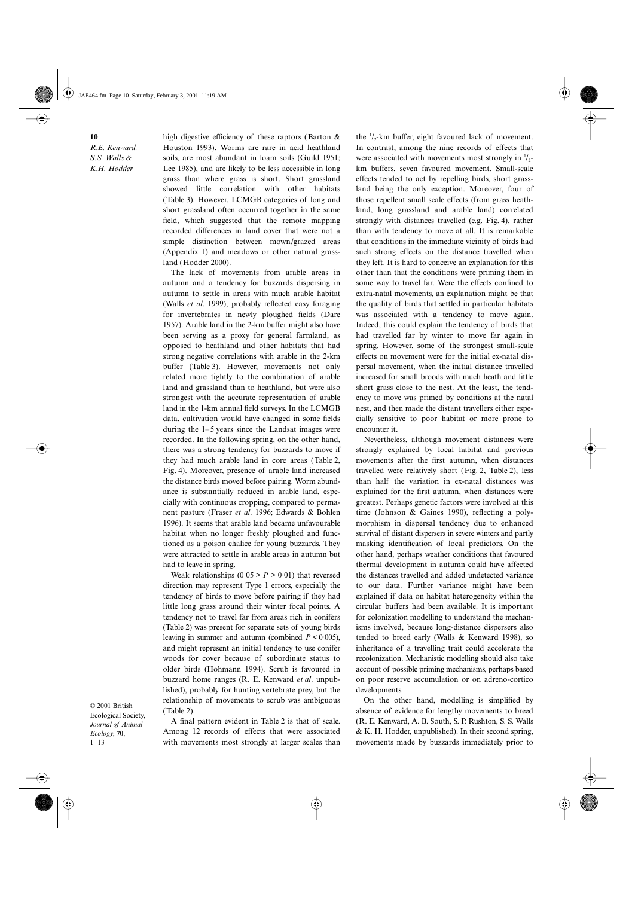high digestive efficiency of these raptors (Barton & Houston 1993). Worms are rare in acid heathland soils, are most abundant in loam soils (Guild 1951; Lee 1985), and are likely to be less accessible in long grass than where grass is short. Short grassland showed little correlation with other habitats (Table 3). However, LCMGB categories of long and short grassland often occurred together in the same field, which suggested that the remote mapping recorded differences in land cover that were not a simple distinction between mown/grazed areas (Appendix I) and meadows or other natural grassland (Hodder 2000).

The lack of movements from arable areas in autumn and a tendency for buzzards dispersing in autumn to settle in areas with much arable habitat (Walls *et al*. 1999), probably reflected easy foraging for invertebrates in newly ploughed fields (Dare 1957). Arable land in the 2-km buffer might also have been serving as a proxy for general farmland, as opposed to heathland and other habitats that had strong negative correlations with arable in the 2-km buffer (Table 3). However, movements not only related more tightly to the combination of arable land and grassland than to heathland, but were also strongest with the accurate representation of arable land in the 1-km annual field surveys. In the LCMGB data, cultivation would have changed in some fields during the 1–5 years since the Landsat images were recorded. In the following spring, on the other hand, there was a strong tendency for buzzards to move if they had much arable land in core areas (Table 2, Fig. 4). Moreover, presence of arable land increased the distance birds moved before pairing. Worm abundance is substantially reduced in arable land, especially with continuous cropping, compared to permanent pasture (Fraser *et al*. 1996; Edwards & Bohlen 1996). It seems that arable land became unfavourable habitat when no longer freshly ploughed and functioned as a poison chalice for young buzzards. They were attracted to settle in arable areas in autumn but had to leave in spring.

Weak relationships ($0{\cdot}05 > P > 0{\cdot}01$) that reversed direction may represent Type 1 errors, especially the tendency of birds to move before pairing if they had little long grass around their winter focal points. A tendency not to travel far from areas rich in conifers (Table 2) was present for separate sets of young birds leaving in summer and autumn (combined $P < 0{\cdot}005$), and might represent an initial tendency to use conifer woods for cover because of subordinate status to older birds (Hohmann 1994). Scrub is favoured in buzzard home ranges (R. E. Kenward *et al*. unpublished), probably for hunting vertebrate prey, but the relationship of movements to scrub was ambiguous (Table 2).

A final pattern evident in Table 2 is that of scale. Among 12 records of effects that were associated with movements most strongly at larger scales than the $^1/_2$-km buffer, eight favoured lack of movement. In contrast, among the nine records of effects that were associated with movements most strongly in $^1/_2$-km buffers, seven favoured movement. Small-scale effects tended to act by repelling birds, short grassland being the only exception. Moreover, four of those repellent small scale effects (from grass heathland, long grassland and arable land) correlated strongly with distances travelled (e.g. Fig. 4), rather than with tendency to move at all. It is remarkable that conditions in the immediate vicinity of birds had such strong effects on the distance travelled when they left. It is hard to conceive an explanation for this other than that the conditions were priming them in some way to travel far. Were the effects confined to extra-natal movements, an explanation might be that the quality of birds that settled in particular habitats was associated with a tendency to move again. Indeed, this could explain the tendency of birds that had travelled far by winter to move far again in spring. However, some of the strongest small-scale effects on movement were for the initial ex-natal dispersal movement, when the initial distance travelled increased for small broods with much heath and little short grass close to the nest. At the least, the tendency to move was primed by conditions at the natal nest, and then made the distant travellers either especially sensitive to poor habitat or more prone to encounter it.

Nevertheless, although movement distances were strongly explained by local habitat and previous movements after the first autumn, when distances travelled were relatively short (Fig. 2, Table 2), less than half the variation in ex-natal distances was explained for the first autumn, when distances were greatest. Perhaps genetic factors were involved at this time (Johnson & Gaines 1990), reflecting a polymorphism in dispersal tendency due to enhanced survival of distant dispersers in severe winters and partly masking identification of local predictors. On the other hand, perhaps weather conditions that favoured thermal development in autumn could have affected the distances travelled and added undetected variance to our data. Further variance might have been explained if data on habitat heterogeneity within the circular buffers had been available. It is important for colonization modelling to understand the mechanisms involved, because long-distance dispersers also tended to breed early (Walls & Kenward 1998), so inheritance of a travelling trait could accelerate the recolonization. Mechanistic modelling should also take account of possible priming mechanisms, perhaps based on poor reserve accumulation or on adreno-cortico developments.

On the other hand, modelling is simplified by absence of evidence for lengthy movements to breed (R. E. Kenward, A. B. South, S. P. Rushton, S. S. Walls & K. H. Hodder, unpublished). In their second spring, movements made by buzzards immediately prior to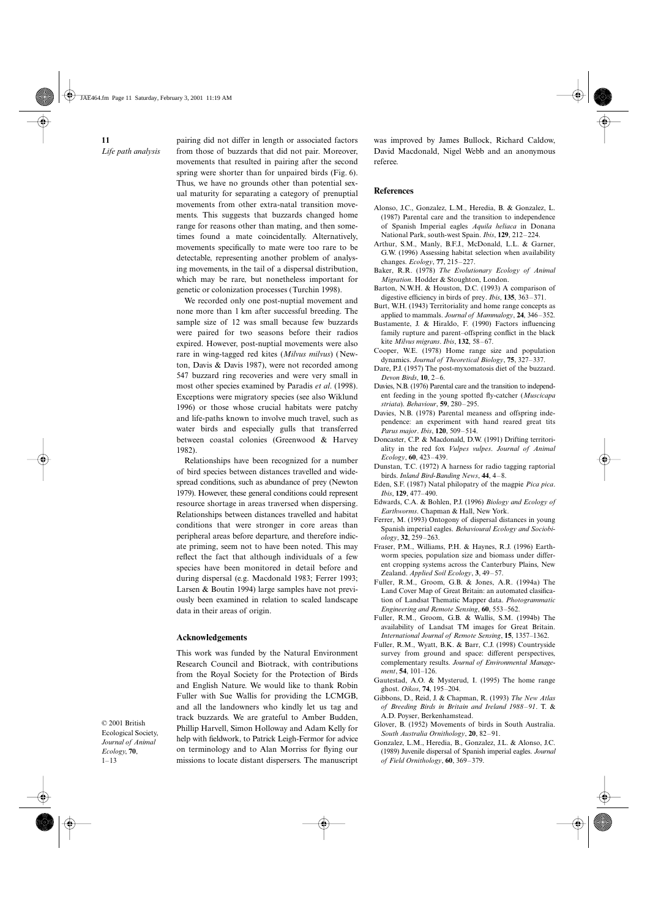pairing did not differ in length or associated factors from those of buzzards that did not pair. Moreover, movements that resulted in pairing after the second spring were shorter than for unpaired birds (Fig. 6). Thus, we have no grounds other than potential sexual maturity for separating a category of prenuptial movements from other extra-natal transition movements. This suggests that buzzards changed home range for reasons other than mating, and then sometimes found a mate coincidentally. Alternatively, movements specifically to mate were too rare to be detectable, representing another problem of analysing movements, in the tail of a dispersal distribution, which may be rare, but nonetheless important for genetic or colonization processes (Turchin 1998).

We recorded only one post-nuptial movement and none more than 1 km after successful breeding. The sample size of 12 was small because few buzzards were paired for two seasons before their radios expired. However, post-nuptial movements were also rare in wing-tagged red kites (*Milvus milvus*) (Newton, Davis & Davis 1987), were not recorded among 547 buzzard ring recoveries and were very small in most other species examined by Paradis *et al*. (1998). Exceptions were migratory species (see also Wiklund 1996) or those whose crucial habitats were patchy and life-paths known to involve much travel, such as water birds and especially gulls that transferred between coastal colonies (Greenwood & Harvey 1982).

Relationships have been recognized for a number of bird species between distances travelled and widespread conditions, such as abundance of prey (Newton 1979). However, these general conditions could represent resource shortage in areas traversed when dispersing. Relationships between distances travelled and habitat conditions that were stronger in core areas than peripheral areas before departure, and therefore indicate priming, seem not to have been noted. This may reflect the fact that although individuals of a few species have been monitored in detail before and during dispersal (e.g. Macdonald 1983; Ferrer 1993; Larsen & Boutin 1994) large samples have not previously been examined in relation to scaled landscape data in their areas of origin.

## Acknowledgements

This work was funded by the Natural Environment Research Council and Biotrack, with contributions from the Royal Society for the Protection of Birds and English Nature. We would like to thank Robin Fuller with Sue Wallis for providing the LCMGB, and all the landowners who kindly let us tag and track buzzards. We are grateful to Amber Budden, Phillip Harvell, Simon Holloway and Adam Kelly for help with fieldwork, to Patrick Leigh-Fermor for advice on terminology and to Alan Morriss for flying our missions to locate distant dispersers. The manuscript was improved by James Bullock, Richard Caldow, David Macdonald, Nigel Webb and an anonymous referee.

## References

Alonso, J.C., Gonzalez, L.M., Heredia, B. & Gonzalez, L. (1987) Parental care and the transition to independence of Spanish Imperial eagles *Aquila heliaca* in Donana National Park, south-west Spain. *Ibis*, **129**, 212–224.

Arthur, S.M., Manly, B.F.J., McDonald, L.L. & Garner, G.W. (1996) Assessing habitat selection when availability changes. *Ecology*, **77**, 215–227.

Baker, R.R. (1978) *The Evolutionary Ecology of Animal Migration*. Hodder & Stoughton, London.

Barton, N.W.H. & Houston, D.C. (1993) A comparison of digestive efficiency in birds of prey. *Ibis*, **135**, 363–371.

Burt, W.H. (1943) Territoriality and home range concepts as applied to mammals. *Journal of Mammalogy*, **24**, 346–352.

Bustamente, J. & Hiraldo, F. (1990) Factors influencing family rupture and parent–offspring conflict in the black kite *Milvus migrans*. *Ibis*, **132**, 58–67.

Cooper, W.E. (1978) Home range size and population dynamics. *Journal of Theoretical Biology*, **75**, 327–337.

Dare, P.J. (1957) The post-myxomatosis diet of the buzzard. *Devon Birds*, **10**, 2–6.

Davies, N.B. (1976) Parental care and the transition to independent feeding in the young spotted fly-catcher (*Muscicapa striata*). *Behaviour*, **59**, 280–295.

Davies, N.B. (1978) Parental meaness and offspring independence: an experiment with hand reared great tits *Parus major*. *Ibis*, **120**, 509–514.

Doncaster, C.P. & Macdonald, D.W. (1991) Drifting territoriality in the red fox *Vulpes vulpes*. *Journal of Animal Ecology*, **60**, 423–439.

Dunstan, T.C. (1972) A harness for radio tagging raptorial birds. *Inland Bird-Banding News*, **44**, 4–8.

Eden, S.F. (1987) Natal philopatry of the magpie *Pica pica*. *Ibis*, **129**, 477–490.

Edwards, C.A. & Bohlen, P.J. (1996) *Biology and Ecology of Earthworms*. Chapman & Hall, New York.

Ferrer, M. (1993) Ontogony of dispersal distances in young Spanish imperial eagles. *Behavioural Ecology and Sociobiology*, **32**, 259–263.

Fraser, P.M., Williams, P.H. & Haynes, R.J. (1996) Earthworm species, population size and biomass under different cropping systems across the Canterbury Plains, New Zealand. *Applied Soil Ecology*, **3**, 49–57.

Fuller, R.M., Groom, G.B. & Jones, A.R. (1994a) The Land Cover Map of Great Britain: an automated clasification of Landsat Thematic Mapper data. *Photogrammatic Engineering and Remote Sensing*, **60**, 553–562.

Fuller, R.M., Groom, G.B. & Wallis, S.M. (1994b) The availability of Landsat TM images for Great Britain. *International Journal of Remote Sensing*, **15**, 1357–1362.

Fuller, R.M., Wyatt, B.K. & Barr, C.J. (1998) Countryside survey from ground and space: different perspectives, complementary results. *Journal of Environmental Management*, **54**, 101–126.

Gautestad, A.O. & Mysterud, I. (1995) The home range ghost. *Oikos*, **74**, 195–204.

Gibbons, D., Reid, J. & Chapman, R. (1993) *The New Atlas of Breeding Birds in Britain and Ireland 1988–91*. T. & A.D. Poyser, Berkenhamstead.

Glover, B. (1952) Movements of birds in South Australia. *South Australia Ornithology*, **20**, 82–91.

Gonzalez, L.M., Heredia, B., Gonzalez, J.L. & Alonso, J.C. (1989) Juvenile dispersal of Spanish imperial eagles. *Journal of Field Ornithology*, **60**, 369–379.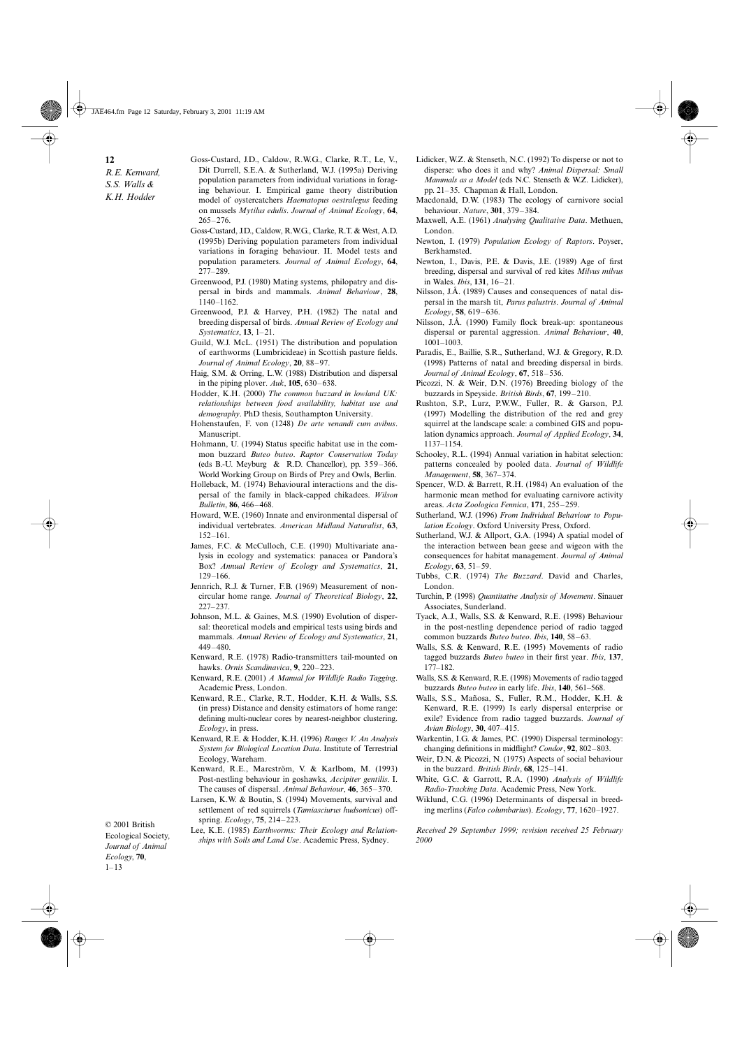Goss-Custard, J.D., Caldow, R.W.G., Clarke, R.T., Le, V., Dit Durrell, S.E.A. & Sutherland, W.J. (1995a) Deriving population parameters from individual variations in foraging behaviour. I. Empirical game theory distribution model of oystercatchers *Haematopus oestralegus* feeding on mussels *Mytilus edulis*. *Journal of Animal Ecology*, **64**, 265–276.

Goss-Custard, J.D., Caldow, R.W.G., Clarke, R.T. & West, A.D. (1995b) Deriving population parameters from individual variations in foraging behaviour. II. Model tests and population parameters. *Journal of Animal Ecology*, **64**, 277–289.

Greenwood, P.J. (1980) Mating systems, philopatry and dispersal in birds and mammals. *Animal Behaviour*, **28**, 1140–1162.

Greenwood, P.J. & Harvey, P.H. (1982) The natal and breeding dispersal of birds. *Annual Review of Ecology and Systematics*, **13**, 1–21.

Guild, W.J. McL. (1951) The distribution and population of earthworms (Lumbricideae) in Scottish pasture fields. *Journal of Animal Ecology*, **20**, 88–97.

Haig, S.M. & Orring, L.W. (1988) Distribution and dispersal in the piping plover. *Auk*, **105**, 630–638.

Hodder, K.H. (2000) *The common buzzard in lowland UK: relationships between food availability, habitat use and demography*. PhD thesis, Southampton University.

Hohenstaufen, F. von (1248) *De arte venandi cum avibus*. Manuscript.

Hohmann, U. (1994) Status specific habitat use in the common buzzard *Buteo buteo*. *Raptor Conservation Today* (eds B.-U. Meyburg & R.D. Chancellor), pp. 359–366. World Working Group on Birds of Prey and Owls, Berlin.

Holleback, M. (1974) Behavioural interactions and the dispersal of the family in black-capped chikadees. *Wilson Bulletin*, **86**, 466–468.

Howard, W.E. (1960) Innate and environmental dispersal of individual vertebrates. *American Midland Naturalist*, **63**, 152–161.

James, F.C. & McCulloch, C.E. (1990) Multivariate analysis in ecology and systematics: panacea or Pandora's Box? *Annual Review of Ecology and Systematics*, **21**, 129–166.

Jennrich, R.J. & Turner, F.B. (1969) Measurement of non-circular home range. *Journal of Theoretical Biology*, **22**, 227–237.

Johnson, M.L. & Gaines, M.S. (1990) Evolution of dispersal: theoretical models and empirical tests using birds and mammals. *Annual Review of Ecology and Systematics*, **21**, 449–480.

Kenward, R.E. (1978) Radio-transmitters tail-mounted on hawks. *Ornis Scandinavica*, **9**, 220–223.

Kenward, R.E. (2001) *A Manual for Wildlife Radio Tagging*. Academic Press, London.

Kenward, R.E., Clarke, R.T., Hodder, K.H. & Walls, S.S. (in press) Distance and density estimators of home range: defining multi-nuclear cores by nearest-neighbor clustering. *Ecology*, in press.

Kenward, R.E. & Hodder, K.H. (1996) *Ranges V. An Analysis System for Biological Location Data*. Institute of Terrestrial Ecology, Wareham.

Kenward, R.E., Marcström, V. & Karlbom, M. (1993) Post-nestling behaviour in goshawks, *Accipiter gentilis*. I. The causes of dispersal. *Animal Behaviour*, **46**, 365–370.

Larsen, K.W. & Boutin, S. (1994) Movements, survival and settlement of red squirrels (*Tamiasciurus hudsonicus*) offspring. *Ecology*, **75**, 214–223.

Lee, K.E. (1985) *Earthworms: Their Ecology and Relationships with Soils and Land Use*. Academic Press, Sydney.

Lidicker, W.Z. & Stenseth, N.C. (1992) To disperse or not to disperse: who does it and why? *Animal Dispersal: Small Mammals as a Model* (eds N.C. Stenseth & W.Z. Lidicker), pp. 21–35. Chapman & Hall, London.

Macdonald, D.W. (1983) The ecology of carnivore social behaviour. *Nature*, **301**, 379–384.

Maxwell, A.E. (1961) *Analysing Qualitative Data*. Methuen, London.

Newton, I. (1979) *Population Ecology of Raptors*. Poyser, Berkhamsted.

Newton, I., Davis, P.E. & Davis, J.E. (1989) Age of first breeding, dispersal and survival of red kites *Milvus milvus* in Wales. *Ibis*, **131**, 16–21.

Nilsson, J.Å. (1989) Causes and consequences of natal dispersal in the marsh tit, *Parus palustris*. *Journal of Animal Ecology*, **58**, 619–636.

Nilsson, J.Å. (1990) Family flock break-up: spontaneous dispersal or parental aggression. *Animal Behaviour*, **40**, 1001–1003.

Paradis, E., Baillie, S.R., Sutherland, W.J. & Gregory, R.D. (1998) Patterns of natal and breeding dispersal in birds. *Journal of Animal Ecology*, **67**, 518–536.

Picozzi, N. & Weir, D.N. (1976) Breeding biology of the buzzards in Speyside. *British Birds*, **67**, 199–210.

Rushton, S.P., Lurz, P.W.W., Fuller, R. & Garson, P.J. (1997) Modelling the distribution of the red and grey squirrel at the landscape scale: a combined GIS and population dynamics approach. *Journal of Applied Ecology*, **34**, 1137–1154.

Schooley, R.L. (1994) Annual variation in habitat selection: patterns concealed by pooled data. *Journal of Wildlife Management*, **58**, 367–374.

Spencer, W.D. & Barrett, R.H. (1984) An evaluation of the harmonic mean method for evaluating carnivore activity areas. *Acta Zoologica Fennica*, **171**, 255–259.

Sutherland, W.J. (1996) *From Individual Behaviour to Population Ecology*. Oxford University Press, Oxford.

Sutherland, W.J. & Allport, G.A. (1994) A spatial model of the interaction between bean geese and wigeon with the consequences for habitat management. *Journal of Animal Ecology*, **63**, 51–59.

Tubbs, C.R. (1974) *The Buzzard*. David and Charles, London.

Turchin, P. (1998) *Quantitative Analysis of Movement*. Sinauer Associates, Sunderland.

Tyack, A.J., Walls, S.S. & Kenward, R.E. (1998) Behaviour in the post-nestling dependence period of radio tagged common buzzards *Buteo buteo*. *Ibis*, **140**, 58–63.

Walls, S.S. & Kenward, R.E. (1995) Movements of radio tagged buzzards *Buteo buteo* in their first year. *Ibis*, **137**, 177–182.

Walls, S.S. & Kenward, R.E. (1998) Movements of radio tagged buzzards *Buteo buteo* in early life. *Ibis*, **140**, 561–568.

Walls, S.S., Mañosa, S., Fuller, R.M., Hodder, K.H. & Kenward, R.E. (1999) Is early dispersal enterprise or exile? Evidence from radio tagged buzzards. *Journal of Avian Biology*, **30**, 407–415.

Warkentin, I.G. & James, P.C. (1990) Dispersal terminology: changing definitions in midflight? *Condor*, **92**, 802–803.

Weir, D.N. & Picozzi, N. (1975) Aspects of social behaviour in the buzzard. *British Birds*, **68**, 125–141.

White, G.C. & Garrott, R.A. (1990) *Analysis of Wildlife Radio-Tracking Data*. Academic Press, New York.

Wiklund, C.G. (1996) Determinants of dispersal in breeding merlins (*Falco columbarius*). *Ecology*, **77**, 1620–1927.

*Received 29 September 1999; revision received 25 February 2000*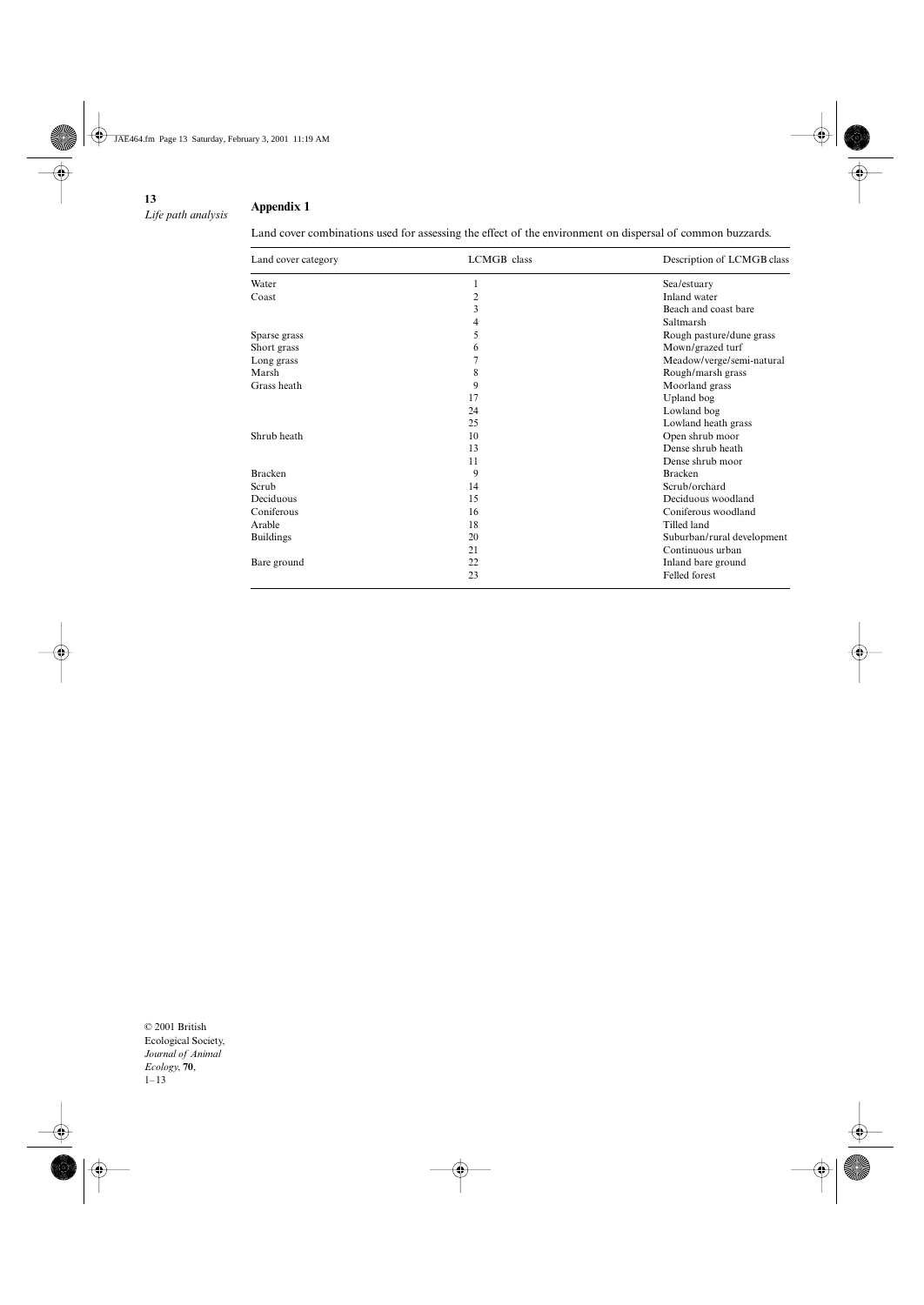## Appendix 1

Land cover combinations used for assessing the effect of the environment on dispersal of common buzzards.

| Land cover category | LCMGB class | Description of LCMGB class |
|---|---|---|
| Water | 1 | Sea/estuary |
| Coast | 2 | Inland water |
| | 3 | Beach and coast bare |
| | 4 | Saltmarsh |
| Sparse grass | 5 | Rough pasture/dune grass |
| Short grass | 6 | Mown/grazed turf |
| Long grass | 7 | Meadow/verge/semi-natural |
| Marsh | 8 | Rough/marsh grass |
| Grass heath | 9 | Moorland grass |
| | 17 | Upland bog |
| | 24 | Lowland bog |
| | 25 | Lowland heath grass |
| Shrub heath | 10 | Open shrub moor |
| | 13 | Dense shrub heath |
| | 11 | Dense shrub moor |
| Bracken | 9 | Bracken |
| Scrub | 14 | Scrub/orchard |
| Deciduous | 15 | Deciduous woodland |
| Coniferous | 16 | Coniferous woodland |
| Arable | 18 | Tilled land |
| Buildings | 20 | Suburban/rural development |
| | 21 | Continuous urban |
| Bare ground | 22 | Inland bare ground |
| | 23 | Felled forest |